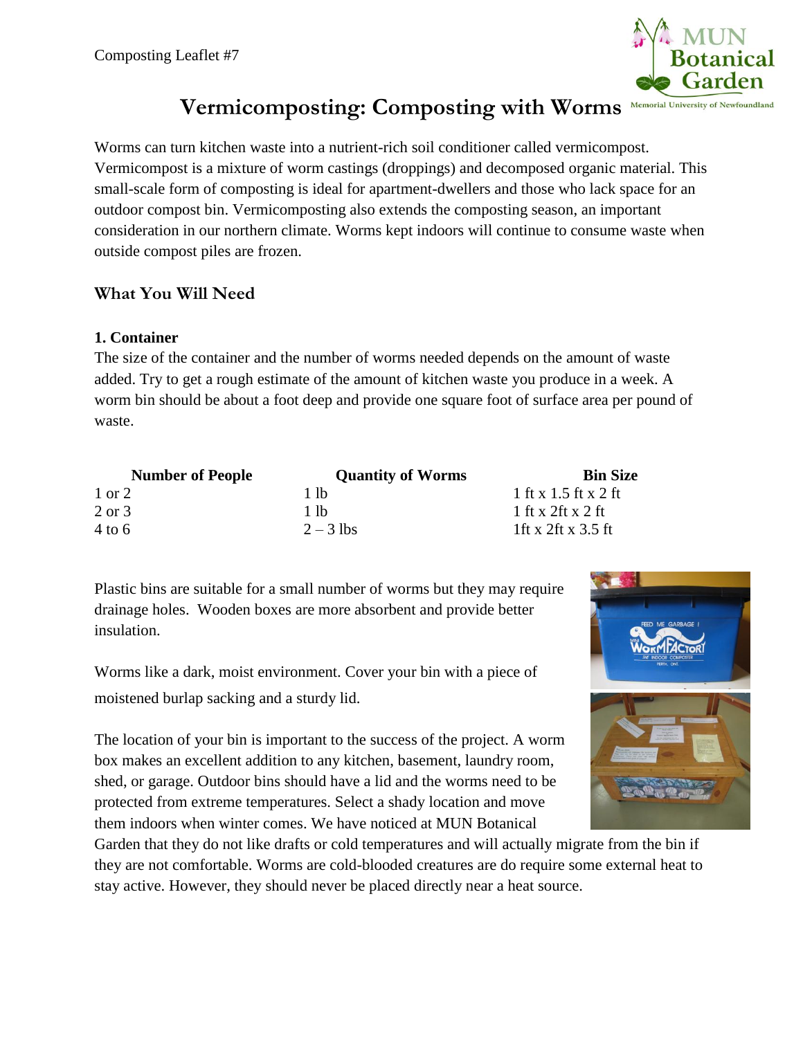Composting Leaflet #7

# Vermicomposting: Composting with Worms

Worms can turn kitchen waste into a nutrient-rich soil conditioner called vermicompost. Vermicompost is a mixture of worm castings (droppings) and decomposed organic material. This small-scale form of composting is ideal for apartment-dwellers and those who lack space for an outdoor compost bin. Vermicomposting also extends the composting season, an important consideration in our northern climate. Worms kept indoors will continue to consume waste when outside compost piles are frozen.

## What You Will Need

### 1. Container

The size of the container and the number of worms needed depends on the amount of waste added. Try to get a rough estimate of the amount of kitchen waste you produce in a week. A worm bin should be about a foot deep and provide one square foot of surface area per pound of waste.

| Number of People | Quantity of Worms | Bin Size |
|---|---|---|
| 1 or 2 | 1 lb | 1 ft x 1.5 ft x 2 ft |
| 2 or 3 | 1 lb | 1 ft x 2ft x 2 ft |
| 4 to 6 | 2 – 3 lbs | 1ft x 2ft x 3.5 ft |

Plastic bins are suitable for a small number of worms but they may require drainage holes. Wooden boxes are more absorbent and provide better insulation.

Worms like a dark, moist environment. Cover your bin with a piece of moistened burlap sacking and a sturdy lid.

The location of your bin is important to the success of the project. A worm box makes an excellent addition to any kitchen, basement, laundry room, shed, or garage. Outdoor bins should have a lid and the worms need to be protected from extreme temperatures. Select a shady location and move them indoors when winter comes. We have noticed at MUN Botanical Garden that they do not like drafts or cold temperatures and will actually migrate from the bin if they are not comfortable. Worms are cold-blooded creatures are do require some external heat to stay active. However, they should never be placed directly near a heat source.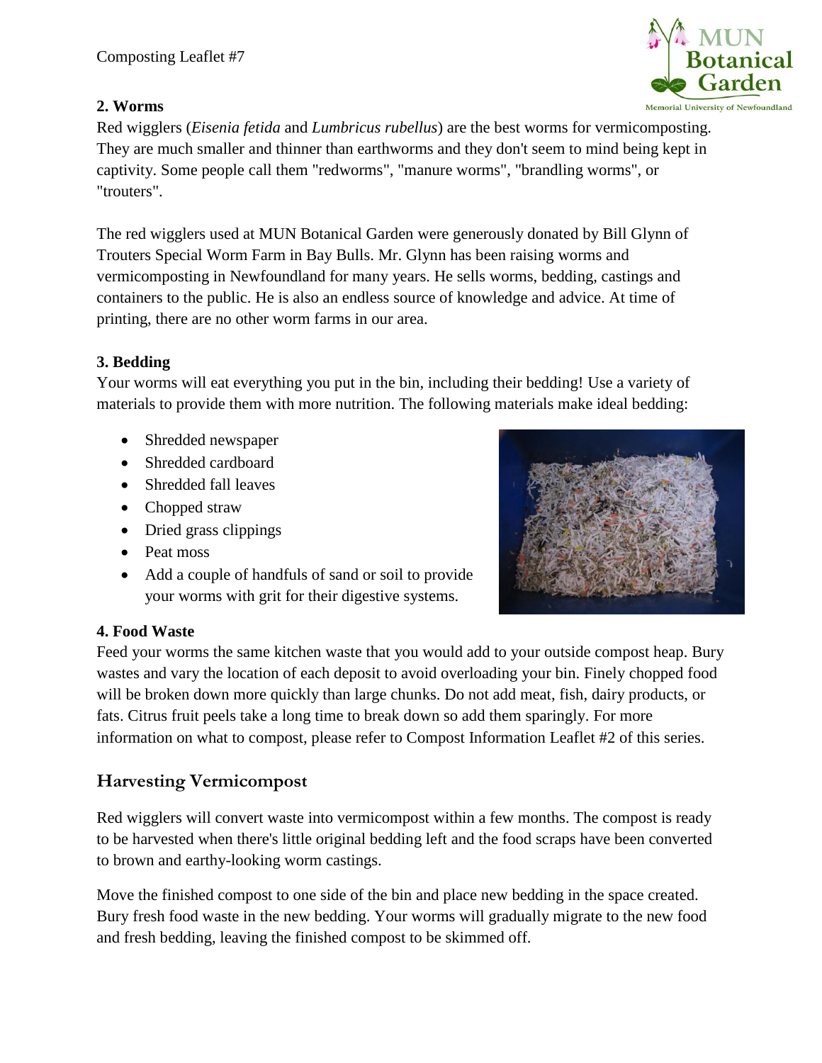**2. Worms**

Red wigglers (*Eisenia fetida* and *Lumbricus rubellus*) are the best worms for vermicomposting. They are much smaller and thinner than earthworms and they don't seem to mind being kept in captivity. Some people call them "redworms", "manure worms", "brandling worms", or "trouters".

The red wigglers used at MUN Botanical Garden were generously donated by Bill Glynn of Trouters Special Worm Farm in Bay Bulls. Mr. Glynn has been raising worms and vermicomposting in Newfoundland for many years. He sells worms, bedding, castings and containers to the public. He is also an endless source of knowledge and advice. At time of printing, there are no other worm farms in our area.

**3. Bedding**

Your worms will eat everything you put in the bin, including their bedding! Use a variety of materials to provide them with more nutrition. The following materials make ideal bedding:

- Shredded newspaper
- Shredded cardboard
- Shredded fall leaves
- Chopped straw
- Dried grass clippings
- Peat moss
- Add a couple of handfuls of sand or soil to provide your worms with grit for their digestive systems.

**4. Food Waste**

Feed your worms the same kitchen waste that you would add to your outside compost heap. Bury wastes and vary the location of each deposit to avoid overloading your bin. Finely chopped food will be broken down more quickly than large chunks. Do not add meat, fish, dairy products, or fats. Citrus fruit peels take a long time to break down so add them sparingly. For more information on what to compost, please refer to Compost Information Leaflet #2 of this series.

## Harvesting Vermicompost

Red wigglers will convert waste into vermicompost within a few months. The compost is ready to be harvested when there's little original bedding left and the food scraps have been converted to brown and earthy-looking worm castings.

Move the finished compost to one side of the bin and place new bedding in the space created. Bury fresh food waste in the new bedding. Your worms will gradually migrate to the new food and fresh bedding, leaving the finished compost to be skimmed off.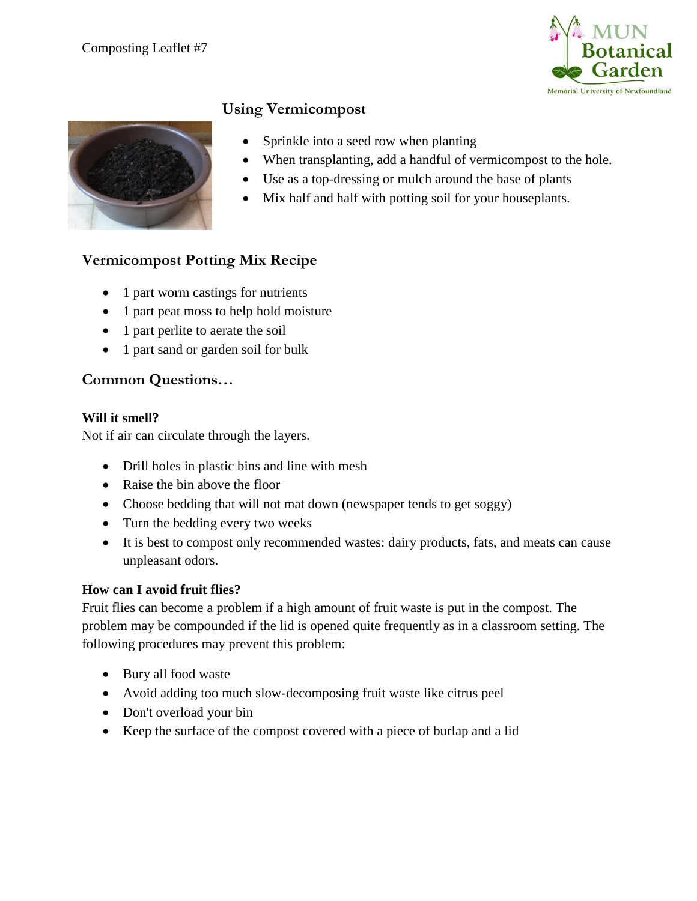Composting Leaflet #7

MUN Botanical Garden
Memorial University of Newfoundland

## Using Vermicompost

- Sprinkle into a seed row when planting
- When transplanting, add a handful of vermicompost to the hole.
- Use as a top-dressing or mulch around the base of plants
- Mix half and half with potting soil for your houseplants.

## Vermicompost Potting Mix Recipe

- 1 part worm castings for nutrients
- 1 part peat moss to help hold moisture
- 1 part perlite to aerate the soil
- 1 part sand or garden soil for bulk

## Common Questions…

**Will it smell?**
Not if air can circulate through the layers.

- Drill holes in plastic bins and line with mesh
- Raise the bin above the floor
- Choose bedding that will not mat down (newspaper tends to get soggy)
- Turn the bedding every two weeks
- It is best to compost only recommended wastes: dairy products, fats, and meats can cause unpleasant odors.

**How can I avoid fruit flies?**
Fruit flies can become a problem if a high amount of fruit waste is put in the compost. The problem may be compounded if the lid is opened quite frequently as in a classroom setting. The following procedures may prevent this problem:

- Bury all food waste
- Avoid adding too much slow-decomposing fruit waste like citrus peel
- Don't overload your bin
- Keep the surface of the compost covered with a piece of burlap and a lid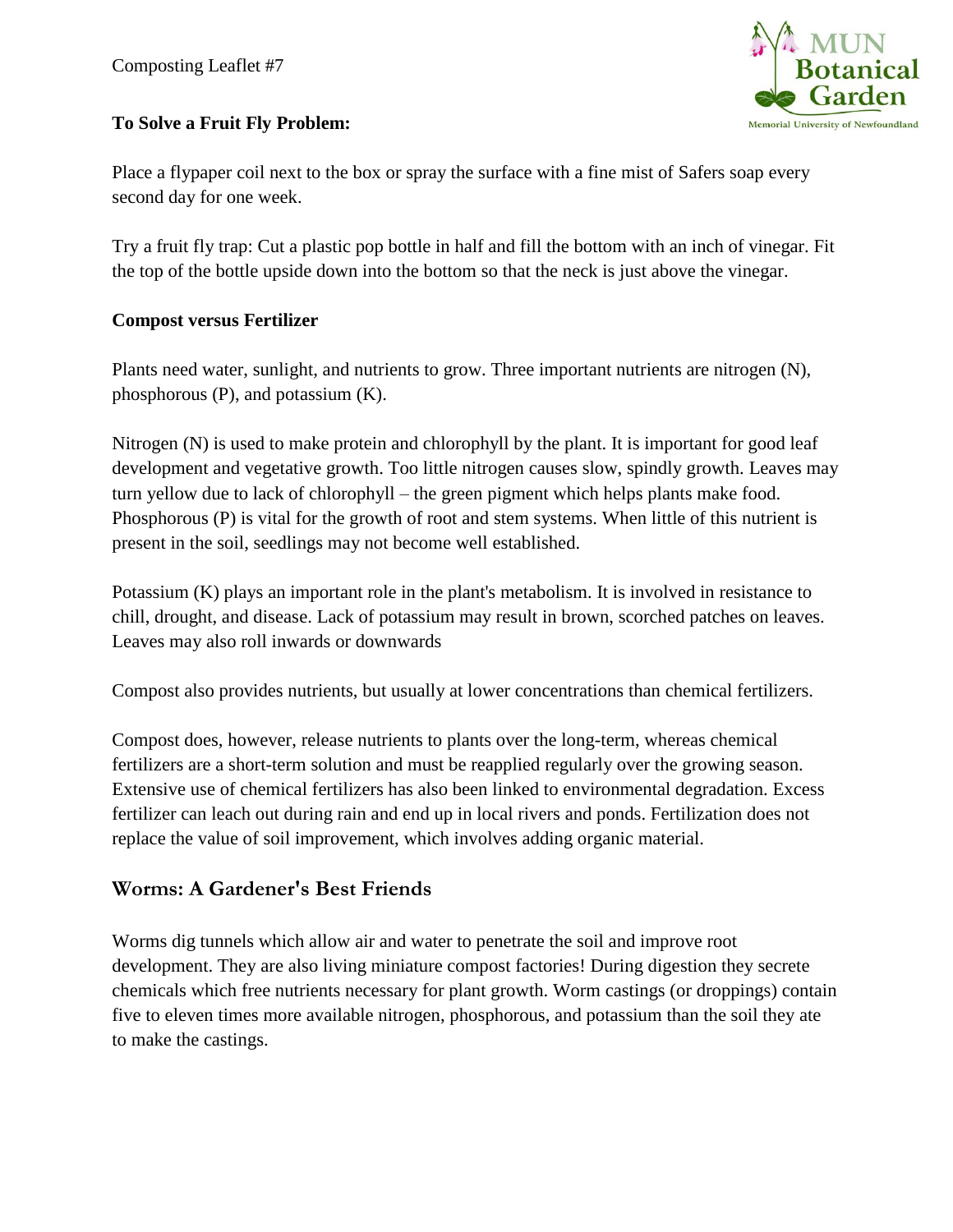Composting Leaflet #7

**To Solve a Fruit Fly Problem:**

Place a flypaper coil next to the box or spray the surface with a fine mist of Safers soap every second day for one week.

Try a fruit fly trap: Cut a plastic pop bottle in half and fill the bottom with an inch of vinegar. Fit the top of the bottle upside down into the bottom so that the neck is just above the vinegar.

**Compost versus Fertilizer**

Plants need water, sunlight, and nutrients to grow. Three important nutrients are nitrogen (N), phosphorous (P), and potassium (K).

Nitrogen (N) is used to make protein and chlorophyll by the plant. It is important for good leaf development and vegetative growth. Too little nitrogen causes slow, spindly growth. Leaves may turn yellow due to lack of chlorophyll – the green pigment which helps plants make food. Phosphorous (P) is vital for the growth of root and stem systems. When little of this nutrient is present in the soil, seedlings may not become well established.

Potassium (K) plays an important role in the plant's metabolism. It is involved in resistance to chill, drought, and disease. Lack of potassium may result in brown, scorched patches on leaves. Leaves may also roll inwards or downwards

Compost also provides nutrients, but usually at lower concentrations than chemical fertilizers.

Compost does, however, release nutrients to plants over the long-term, whereas chemical fertilizers are a short-term solution and must be reapplied regularly over the growing season. Extensive use of chemical fertilizers has also been linked to environmental degradation. Excess fertilizer can leach out during rain and end up in local rivers and ponds. Fertilization does not replace the value of soil improvement, which involves adding organic material.

## Worms: A Gardener's Best Friends

Worms dig tunnels which allow air and water to penetrate the soil and improve root development. They are also living miniature compost factories! During digestion they secrete chemicals which free nutrients necessary for plant growth. Worm castings (or droppings) contain five to eleven times more available nitrogen, phosphorous, and potassium than the soil they ate to make the castings.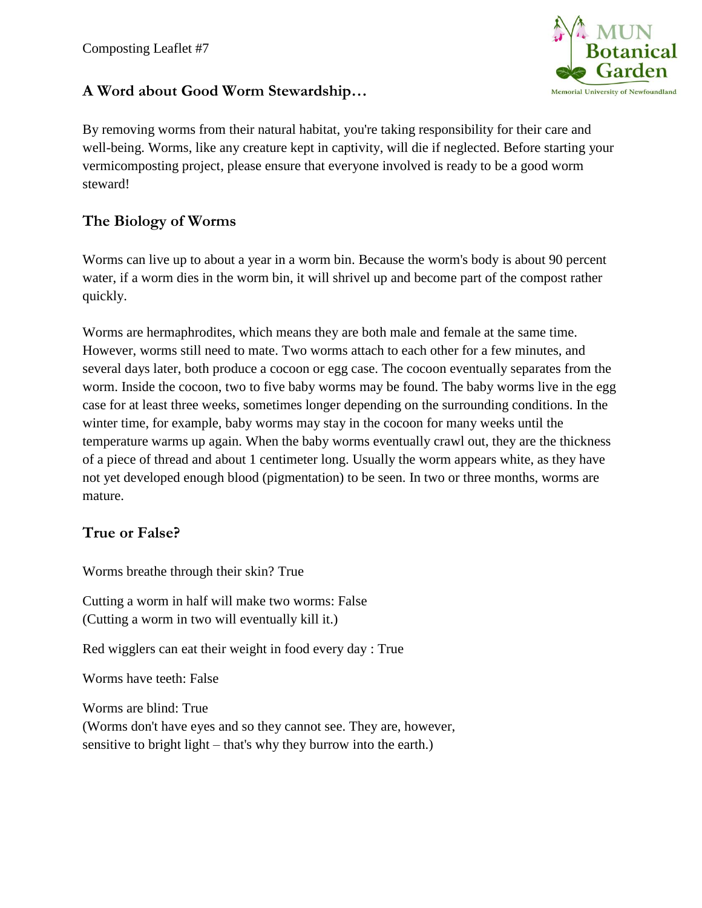Composting Leaflet #7

## A Word about Good Worm Stewardship…

By removing worms from their natural habitat, you're taking responsibility for their care and well-being. Worms, like any creature kept in captivity, will die if neglected. Before starting your vermicomposting project, please ensure that everyone involved is ready to be a good worm steward!

## The Biology of Worms

Worms can live up to about a year in a worm bin. Because the worm's body is about 90 percent water, if a worm dies in the worm bin, it will shrivel up and become part of the compost rather quickly.

Worms are hermaphrodites, which means they are both male and female at the same time. However, worms still need to mate. Two worms attach to each other for a few minutes, and several days later, both produce a cocoon or egg case. The cocoon eventually separates from the worm. Inside the cocoon, two to five baby worms may be found. The baby worms live in the egg case for at least three weeks, sometimes longer depending on the surrounding conditions. In the winter time, for example, baby worms may stay in the cocoon for many weeks until the temperature warms up again. When the baby worms eventually crawl out, they are the thickness of a piece of thread and about 1 centimeter long. Usually the worm appears white, as they have not yet developed enough blood (pigmentation) to be seen. In two or three months, worms are mature.

## True or False?

Worms breathe through their skin? True

Cutting a worm in half will make two worms: False
(Cutting a worm in two will eventually kill it.)

Red wigglers can eat their weight in food every day : True

Worms have teeth: False

Worms are blind: True
(Worms don't have eyes and so they cannot see. They are, however, sensitive to bright light – that's why they burrow into the earth.)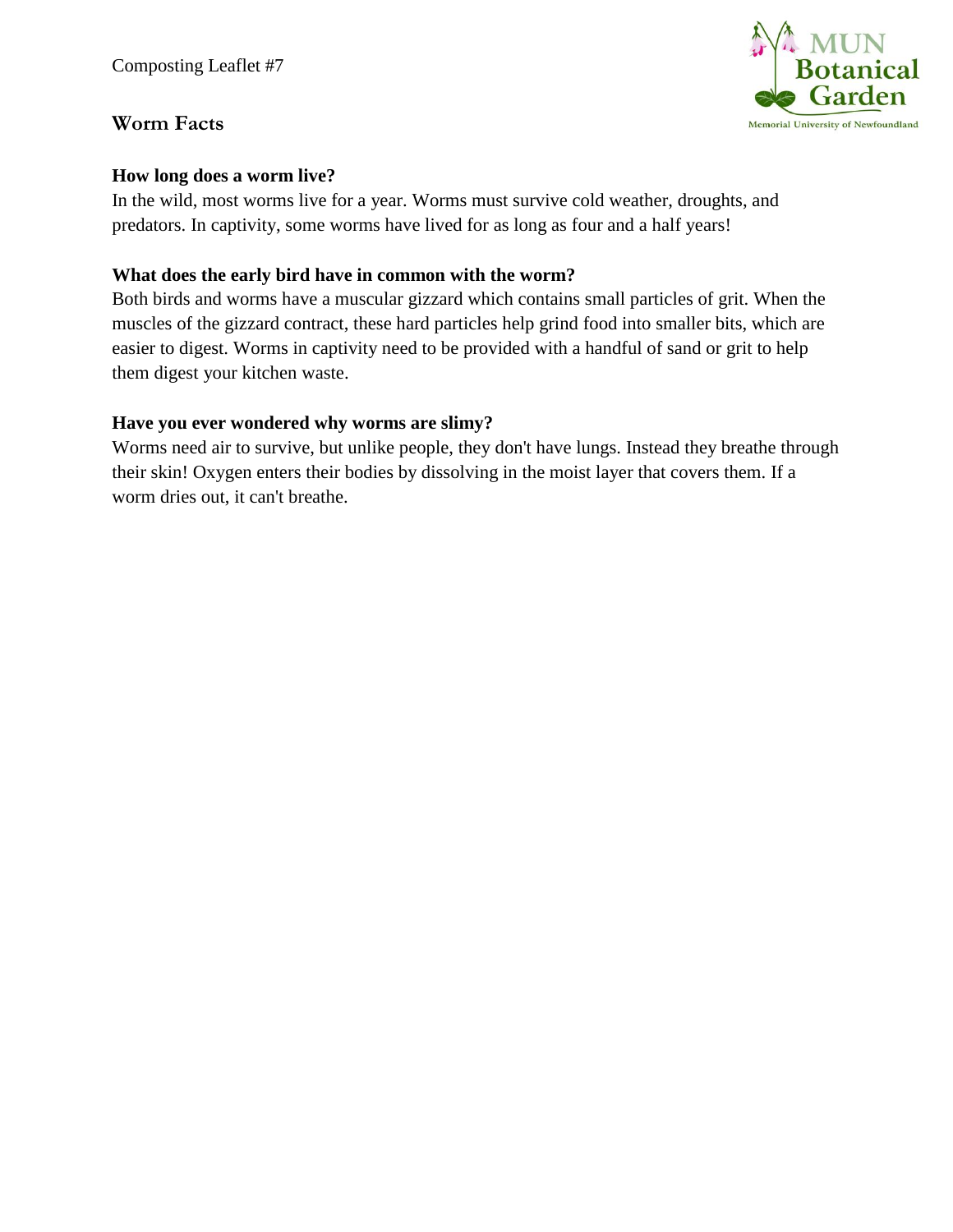Composting Leaflet #7

# Worm Facts

**How long does a worm live?**

In the wild, most worms live for a year. Worms must survive cold weather, droughts, and predators. In captivity, some worms have lived for as long as four and a half years!

**What does the early bird have in common with the worm?**

Both birds and worms have a muscular gizzard which contains small particles of grit. When the muscles of the gizzard contract, these hard particles help grind food into smaller bits, which are easier to digest. Worms in captivity need to be provided with a handful of sand or grit to help them digest your kitchen waste.

**Have you ever wondered why worms are slimy?**

Worms need air to survive, but unlike people, they don't have lungs. Instead they breathe through their skin! Oxygen enters their bodies by dissolving in the moist layer that covers them. If a worm dries out, it can't breathe.